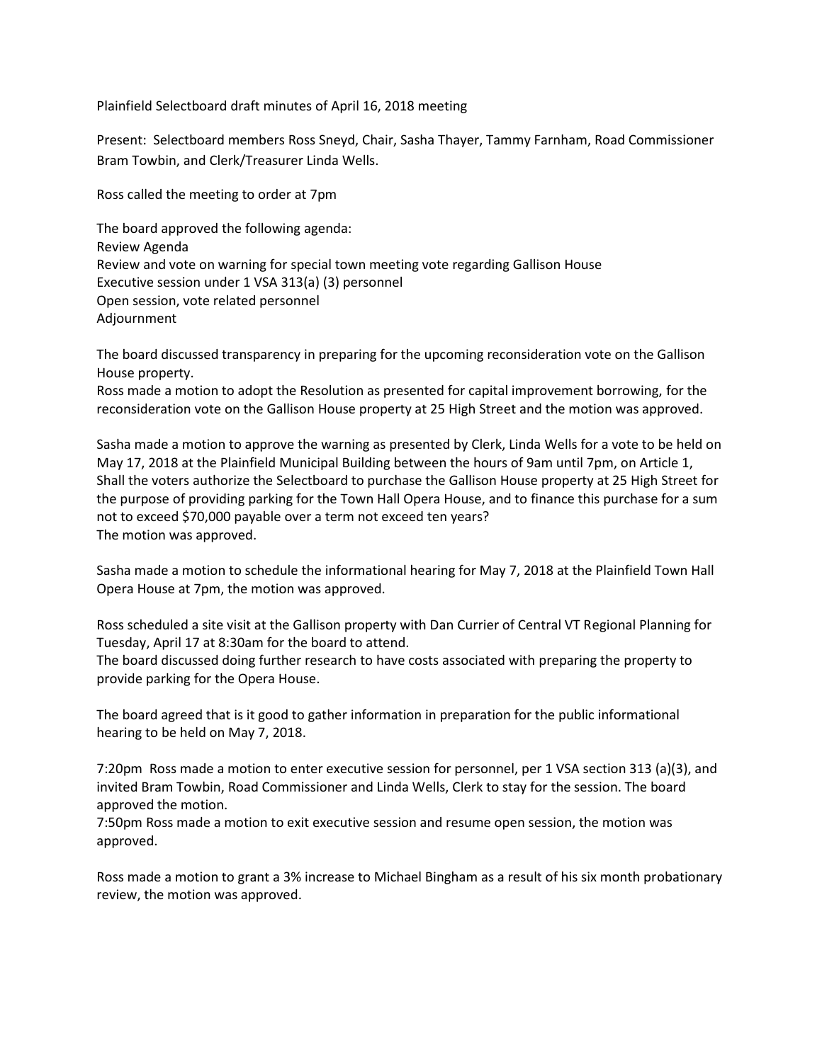Plainfield Selectboard draft minutes of April 16, 2018 meeting

Present: Selectboard members Ross Sneyd, Chair, Sasha Thayer, Tammy Farnham, Road Commissioner Bram Towbin, and Clerk/Treasurer Linda Wells.

Ross called the meeting to order at 7pm

The board approved the following agenda:
Review Agenda
Review and vote on warning for special town meeting vote regarding Gallison House
Executive session under 1 VSA 313(a) (3) personnel
Open session, vote related personnel
Adjournment

The board discussed transparency in preparing for the upcoming reconsideration vote on the Gallison House property.
Ross made a motion to adopt the Resolution as presented for capital improvement borrowing, for the reconsideration vote on the Gallison House property at 25 High Street and the motion was approved.

Sasha made a motion to approve the warning as presented by Clerk, Linda Wells for a vote to be held on May 17, 2018 at the Plainfield Municipal Building between the hours of 9am until 7pm, on Article 1, Shall the voters authorize the Selectboard to purchase the Gallison House property at 25 High Street for the purpose of providing parking for the Town Hall Opera House, and to finance this purchase for a sum not to exceed $70,000 payable over a term not exceed ten years?
The motion was approved.

Sasha made a motion to schedule the informational hearing for May 7, 2018 at the Plainfield Town Hall Opera House at 7pm, the motion was approved.

Ross scheduled a site visit at the Gallison property with Dan Currier of Central VT Regional Planning for Tuesday, April 17 at 8:30am for the board to attend.
The board discussed doing further research to have costs associated with preparing the property to provide parking for the Opera House.

The board agreed that is it good to gather information in preparation for the public informational hearing to be held on May 7, 2018.

7:20pm Ross made a motion to enter executive session for personnel, per 1 VSA section 313 (a)(3), and invited Bram Towbin, Road Commissioner and Linda Wells, Clerk to stay for the session. The board approved the motion.
7:50pm Ross made a motion to exit executive session and resume open session, the motion was approved.

Ross made a motion to grant a 3% increase to Michael Bingham as a result of his six month probationary review, the motion was approved.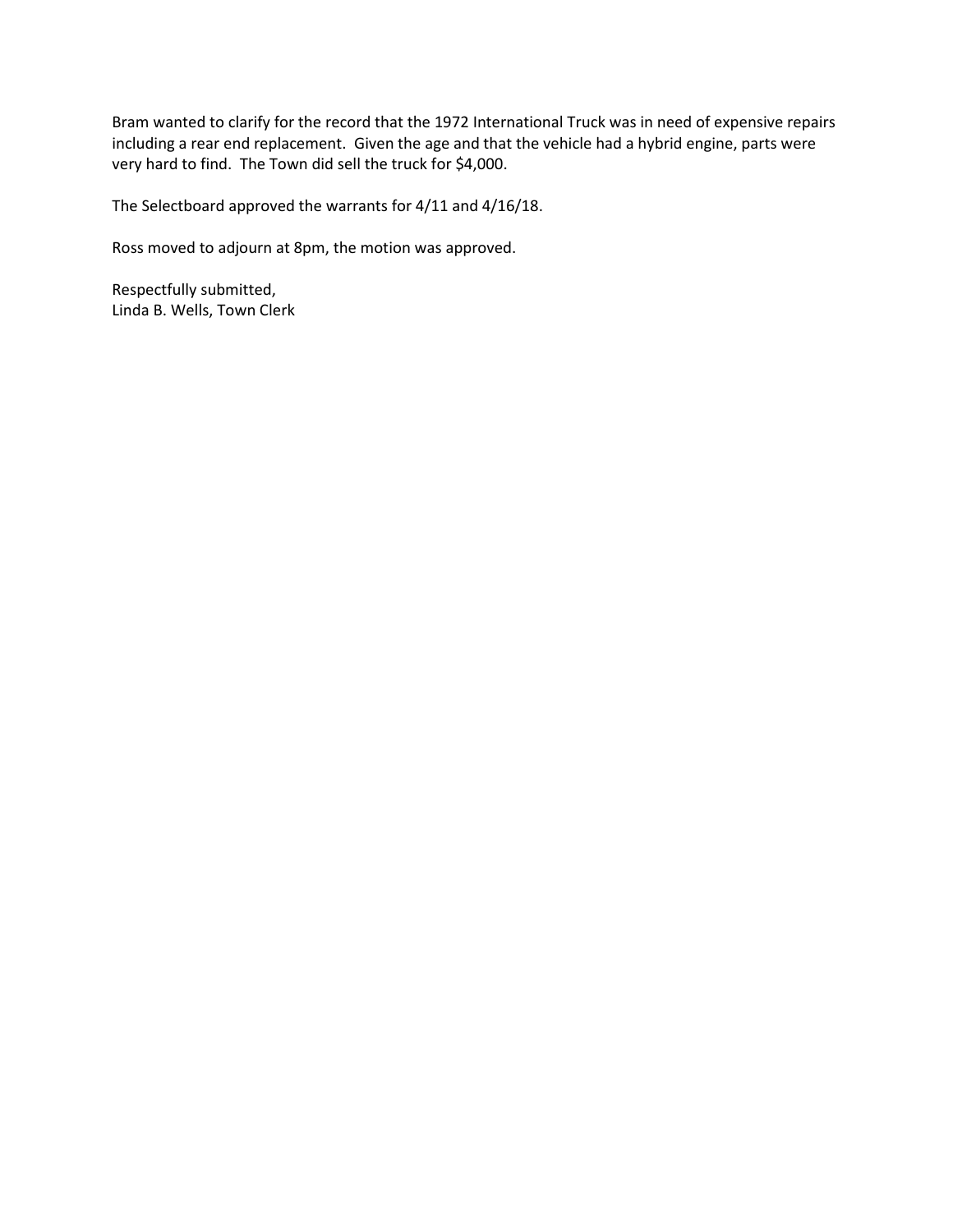Bram wanted to clarify for the record that the 1972 International Truck was in need of expensive repairs including a rear end replacement. Given the age and that the vehicle had a hybrid engine, parts were very hard to find. The Town did sell the truck for $4,000.

The Selectboard approved the warrants for 4/11 and 4/16/18.

Ross moved to adjourn at 8pm, the motion was approved.

Respectfully submitted,
Linda B. Wells, Town Clerk